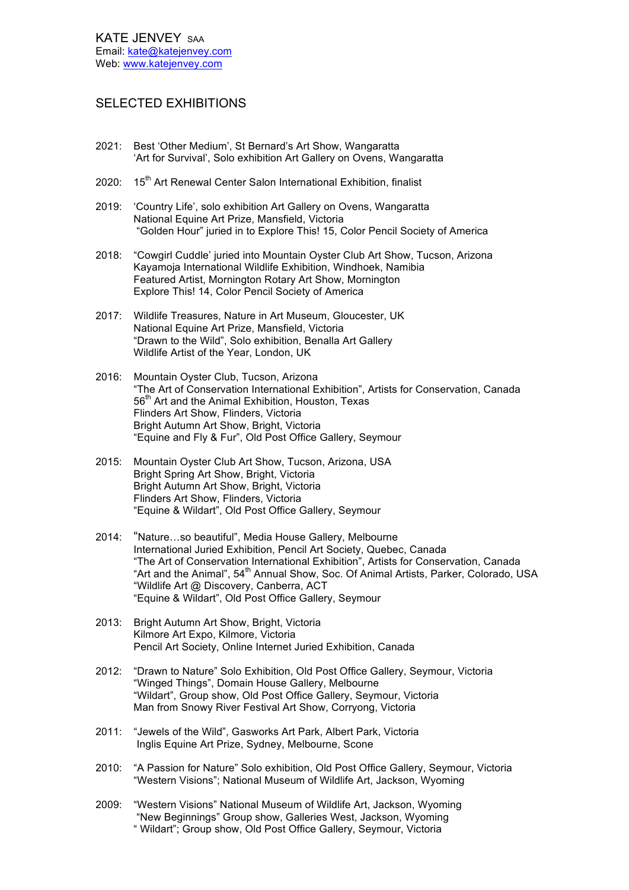KATE JENVEY SAA
Email: kate@katejenvey.com
Web: www.katejenvey.com

## SELECTED EXHIBITIONS

2021: Best 'Other Medium', St Bernard's Art Show, Wangaratta
'Art for Survival', Solo exhibition Art Gallery on Ovens, Wangaratta

2020: 15th Art Renewal Center Salon International Exhibition, finalist

2019: 'Country Life', solo exhibition Art Gallery on Ovens, Wangaratta
National Equine Art Prize, Mansfield, Victoria
"Golden Hour" juried in to Explore This! 15, Color Pencil Society of America

2018: "Cowgirl Cuddle' juried into Mountain Oyster Club Art Show, Tucson, Arizona
Kayamoja International Wildlife Exhibition, Windhoek, Namibia
Featured Artist, Mornington Rotary Art Show, Mornington
Explore This! 14, Color Pencil Society of America

2017: Wildlife Treasures, Nature in Art Museum, Gloucester, UK
National Equine Art Prize, Mansfield, Victoria
"Drawn to the Wild", Solo exhibition, Benalla Art Gallery
Wildlife Artist of the Year, London, UK

2016: Mountain Oyster Club, Tucson, Arizona
"The Art of Conservation International Exhibition", Artists for Conservation, Canada
56th Art and the Animal Exhibition, Houston, Texas
Flinders Art Show, Flinders, Victoria
Bright Autumn Art Show, Bright, Victoria
"Equine and Fly & Fur", Old Post Office Gallery, Seymour

2015: Mountain Oyster Club Art Show, Tucson, Arizona, USA
Bright Spring Art Show, Bright, Victoria
Bright Autumn Art Show, Bright, Victoria
Flinders Art Show, Flinders, Victoria
"Equine & Wildart", Old Post Office Gallery, Seymour

2014: "Nature…so beautiful", Media House Gallery, Melbourne
International Juried Exhibition, Pencil Art Society, Quebec, Canada
"The Art of Conservation International Exhibition", Artists for Conservation, Canada
"Art and the Animal", 54th Annual Show, Soc. Of Animal Artists, Parker, Colorado, USA
"Wildlife Art @ Discovery, Canberra, ACT
"Equine & Wildart", Old Post Office Gallery, Seymour

2013: Bright Autumn Art Show, Bright, Victoria
Kilmore Art Expo, Kilmore, Victoria
Pencil Art Society, Online Internet Juried Exhibition, Canada

2012: "Drawn to Nature" Solo Exhibition, Old Post Office Gallery, Seymour, Victoria
"Winged Things", Domain House Gallery, Melbourne
"Wildart", Group show, Old Post Office Gallery, Seymour, Victoria
Man from Snowy River Festival Art Show, Corryong, Victoria

2011: "Jewels of the Wild", Gasworks Art Park, Albert Park, Victoria
Inglis Equine Art Prize, Sydney, Melbourne, Scone

2010: "A Passion for Nature" Solo exhibition, Old Post Office Gallery, Seymour, Victoria
"Western Visions"; National Museum of Wildlife Art, Jackson, Wyoming

2009: "Western Visions" National Museum of Wildlife Art, Jackson, Wyoming
"New Beginnings" Group show, Galleries West, Jackson, Wyoming
" Wildart"; Group show, Old Post Office Gallery, Seymour, Victoria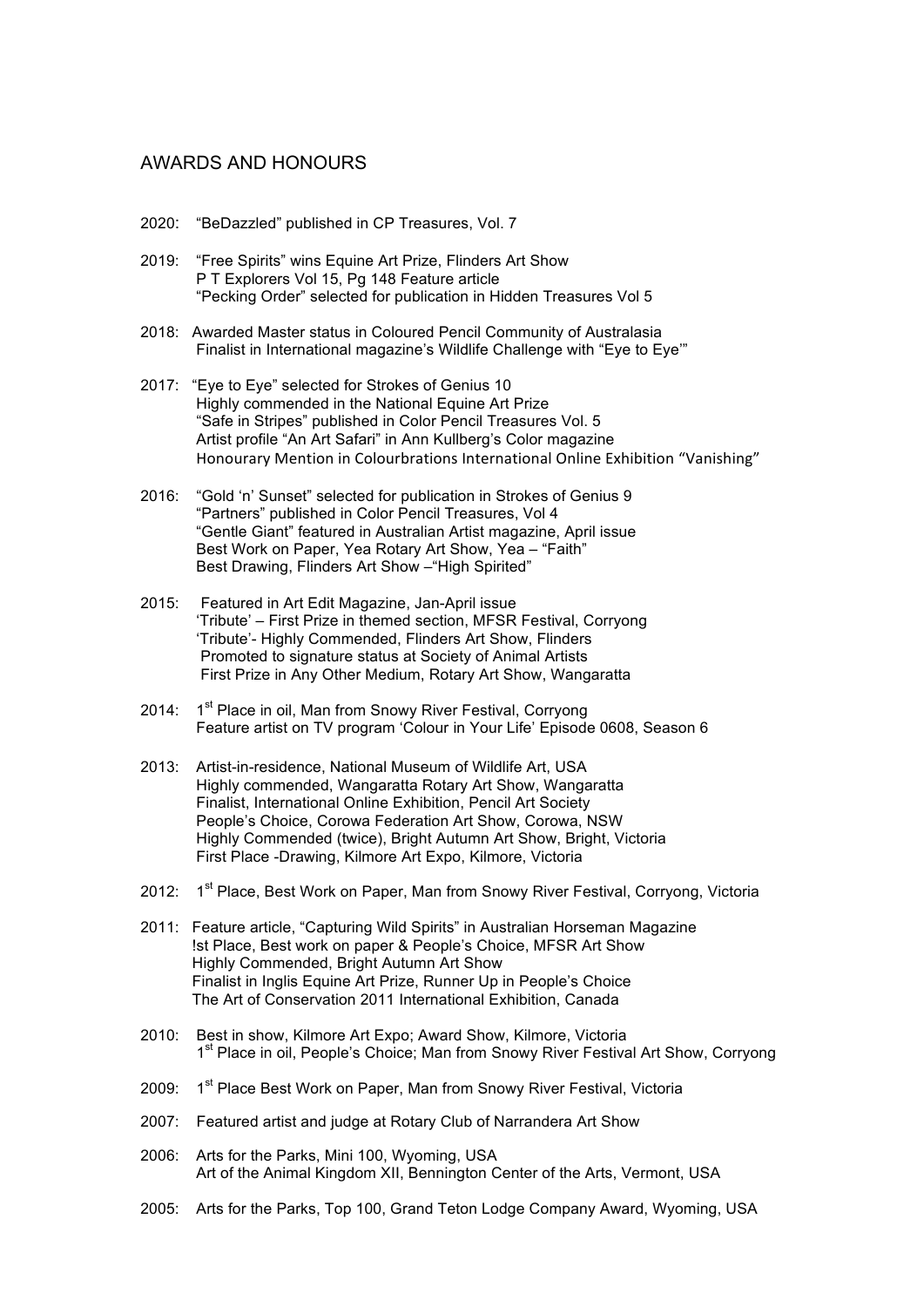## AWARDS AND HONOURS

2020: "BeDazzled" published in CP Treasures, Vol. 7

2019: "Free Spirits" wins Equine Art Prize, Flinders Art Show
P T Explorers Vol 15, Pg 148 Feature article
"Pecking Order" selected for publication in Hidden Treasures Vol 5

2018: Awarded Master status in Coloured Pencil Community of Australasia
Finalist in International magazine's Wildlife Challenge with "Eye to Eye'"

2017: "Eye to Eye" selected for Strokes of Genius 10
Highly commended in the National Equine Art Prize
"Safe in Stripes" published in Color Pencil Treasures Vol. 5
Artist profile "An Art Safari" in Ann Kullberg's Color magazine
Honourary Mention in Colourbrations International Online Exhibition "Vanishing"

2016: "Gold 'n' Sunset" selected for publication in Strokes of Genius 9
"Partners" published in Color Pencil Treasures, Vol 4
"Gentle Giant" featured in Australian Artist magazine, April issue
Best Work on Paper, Yea Rotary Art Show, Yea – "Faith"
Best Drawing, Flinders Art Show –"High Spirited"

2015: Featured in Art Edit Magazine, Jan-April issue
'Tribute' – First Prize in themed section, MFSR Festival, Corryong
'Tribute'- Highly Commended, Flinders Art Show, Flinders
Promoted to signature status at Society of Animal Artists
First Prize in Any Other Medium, Rotary Art Show, Wangaratta

2014: 1st Place in oil, Man from Snowy River Festival, Corryong
Feature artist on TV program 'Colour in Your Life' Episode 0608, Season 6

2013: Artist-in-residence, National Museum of Wildlife Art, USA
Highly commended, Wangaratta Rotary Art Show, Wangaratta
Finalist, International Online Exhibition, Pencil Art Society
People's Choice, Corowa Federation Art Show, Corowa, NSW
Highly Commended (twice), Bright Autumn Art Show, Bright, Victoria
First Place -Drawing, Kilmore Art Expo, Kilmore, Victoria

2012: 1st Place, Best Work on Paper, Man from Snowy River Festival, Corryong, Victoria

2011: Feature article, "Capturing Wild Spirits" in Australian Horseman Magazine
!st Place, Best work on paper & People's Choice, MFSR Art Show
Highly Commended, Bright Autumn Art Show
Finalist in Inglis Equine Art Prize, Runner Up in People's Choice
The Art of Conservation 2011 International Exhibition, Canada

2010: Best in show, Kilmore Art Expo; Award Show, Kilmore, Victoria
1st Place in oil, People's Choice; Man from Snowy River Festival Art Show, Corryong

2009: 1st Place Best Work on Paper, Man from Snowy River Festival, Victoria

2007: Featured artist and judge at Rotary Club of Narrandera Art Show

2006: Arts for the Parks, Mini 100, Wyoming, USA
Art of the Animal Kingdom XII, Bennington Center of the Arts, Vermont, USA

2005: Arts for the Parks, Top 100, Grand Teton Lodge Company Award, Wyoming, USA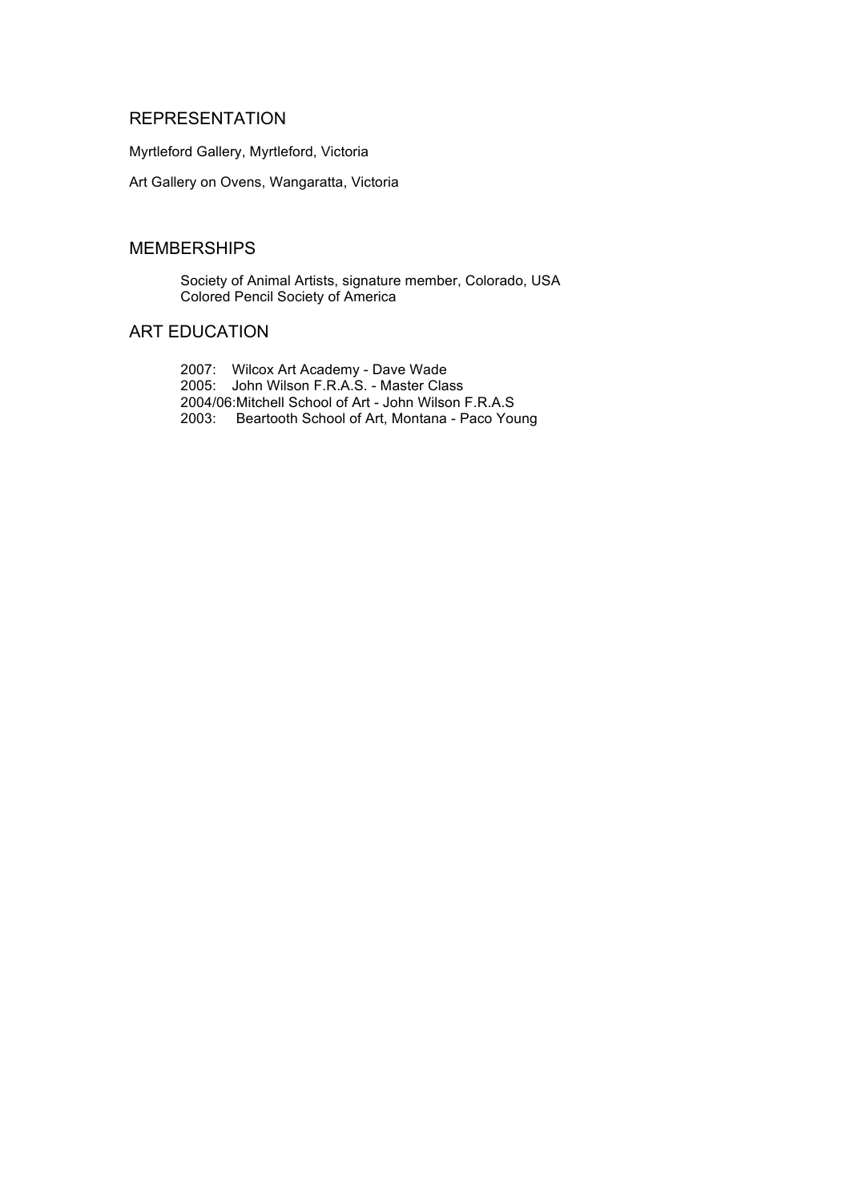## REPRESENTATION

Myrtleford Gallery, Myrtleford, Victoria

Art Gallery on Ovens, Wangaratta, Victoria

## MEMBERSHIPS

Society of Animal Artists, signature member, Colorado, USA
Colored Pencil Society of America

## ART EDUCATION

2007: Wilcox Art Academy - Dave Wade
2005: John Wilson F.R.A.S. - Master Class
2004/06:Mitchell School of Art - John Wilson F.R.A.S
2003: Beartooth School of Art, Montana - Paco Young